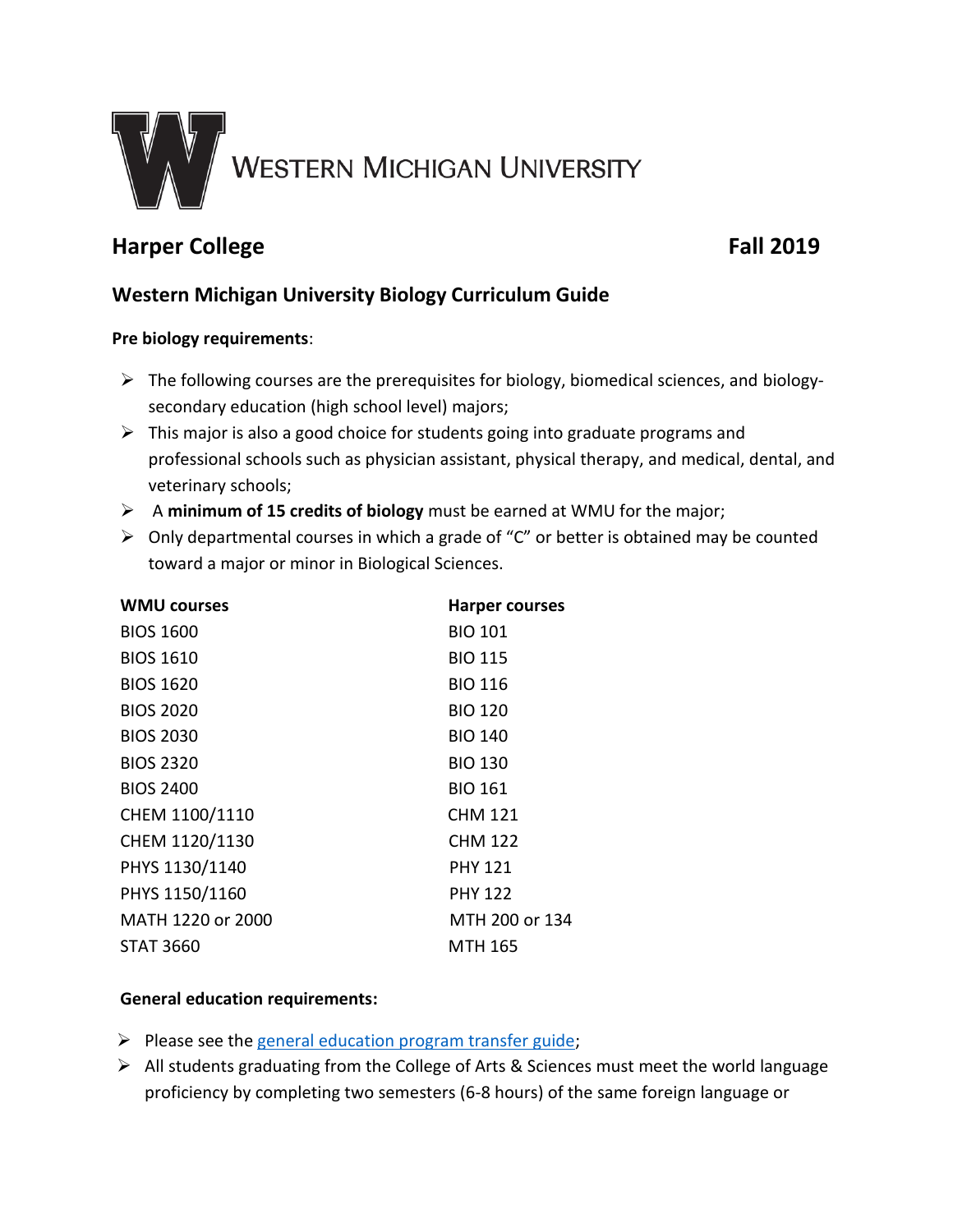WESTERN MICHIGAN UNIVERSITY

## Harper College Fall 2019

### Western Michigan University Biology Curriculum Guide

**Pre biology requirements**:

- The following courses are the prerequisites for biology, biomedical sciences, and biology-secondary education (high school level) majors;
- This major is also a good choice for students going into graduate programs and professional schools such as physician assistant, physical therapy, and medical, dental, and veterinary schools;
- A **minimum of 15 credits of biology** must be earned at WMU for the major;
- Only departmental courses in which a grade of "C" or better is obtained may be counted toward a major or minor in Biological Sciences.

| WMU courses | Harper courses |
|---|---|
| BIOS 1600 | BIO 101 |
| BIOS 1610 | BIO 115 |
| BIOS 1620 | BIO 116 |
| BIOS 2020 | BIO 120 |
| BIOS 2030 | BIO 140 |
| BIOS 2320 | BIO 130 |
| BIOS 2400 | BIO 161 |
| CHEM 1100/1110 | CHM 121 |
| CHEM 1120/1130 | CHM 122 |
| PHYS 1130/1140 | PHY 121 |
| PHYS 1150/1160 | PHY 122 |
| MATH 1220 or 2000 | MTH 200 or 134 |
| STAT 3660 | MTH 165 |

**General education requirements:**

- Please see the general education program transfer guide;
- All students graduating from the College of Arts & Sciences must meet the world language proficiency by completing two semesters (6-8 hours) of the same foreign language or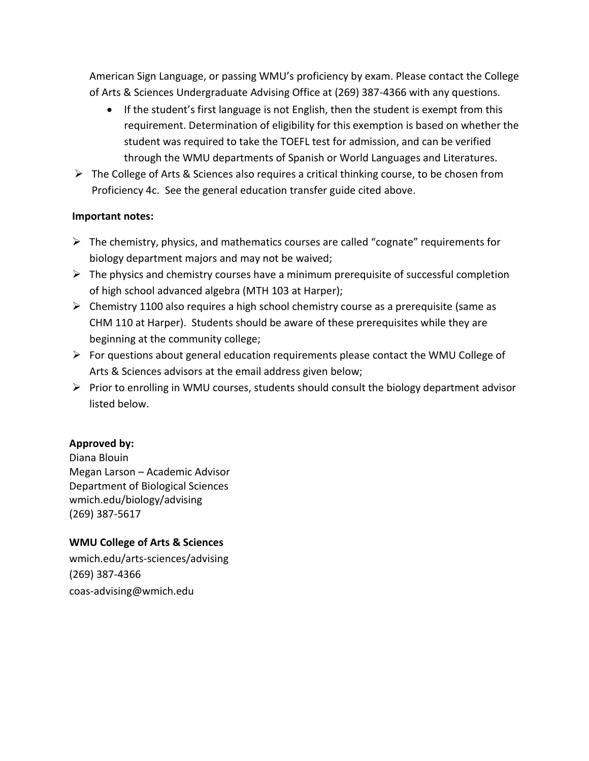American Sign Language, or passing WMU's proficiency by exam. Please contact the College of Arts & Sciences Undergraduate Advising Office at (269) 387-4366 with any questions.

- If the student's first language is not English, then the student is exempt from this requirement. Determination of eligibility for this exemption is based on whether the student was required to take the TOEFL test for admission, and can be verified through the WMU departments of Spanish or World Languages and Literatures.

- The College of Arts & Sciences also requires a critical thinking course, to be chosen from Proficiency 4c. See the general education transfer guide cited above.

**Important notes:**

- The chemistry, physics, and mathematics courses are called "cognate" requirements for biology department majors and may not be waived;
- The physics and chemistry courses have a minimum prerequisite of successful completion of high school advanced algebra (MTH 103 at Harper);
- Chemistry 1100 also requires a high school chemistry course as a prerequisite (same as CHM 110 at Harper). Students should be aware of these prerequisites while they are beginning at the community college;
- For questions about general education requirements please contact the WMU College of Arts & Sciences advisors at the email address given below;
- Prior to enrolling in WMU courses, students should consult the biology department advisor listed below.

**Approved by:**
Diana Blouin
Megan Larson – Academic Advisor
Department of Biological Sciences
wmich.edu/biology/advising
(269) 387-5617

**WMU College of Arts & Sciences**
wmich.edu/arts-sciences/advising
(269) 387-4366
coas-advising@wmich.edu